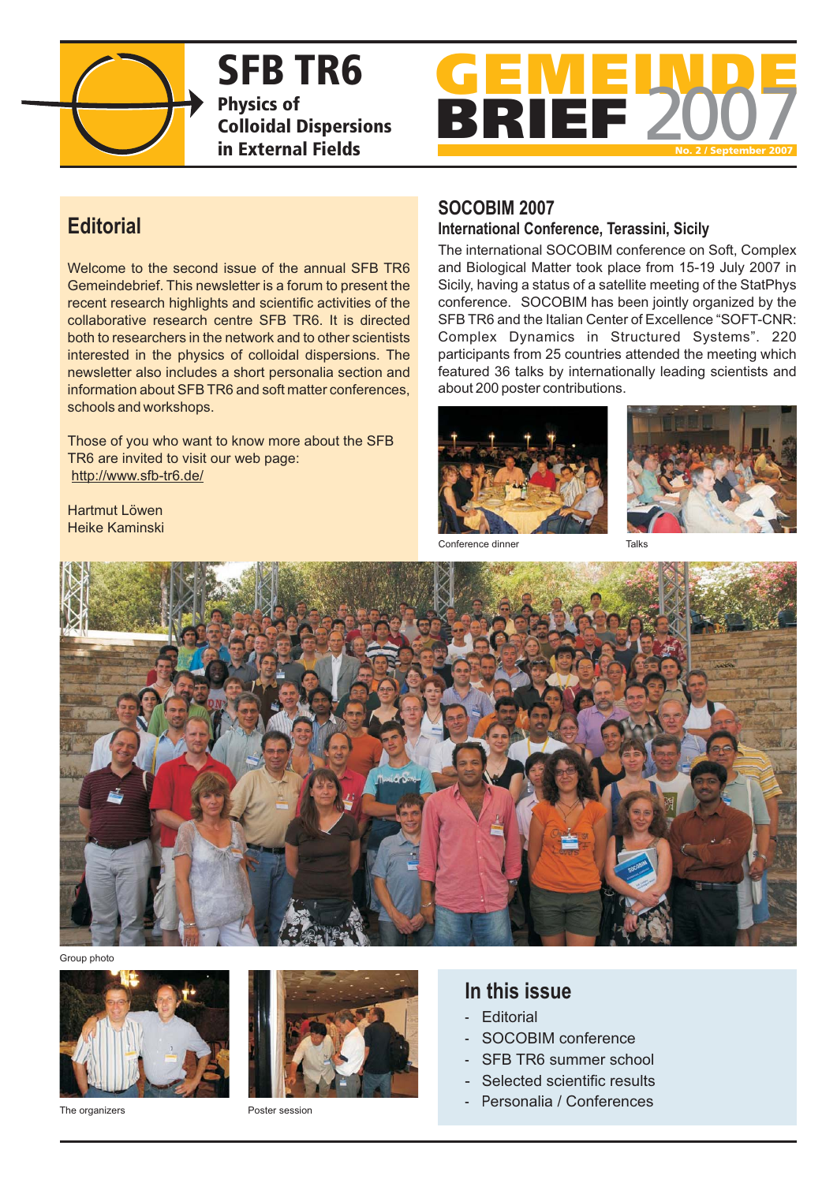# SFB TR6

**Physics of Colloidal Dispersions in External Fields**

# GEMEINDE BRIEF 2007

No. 2 / September 2007

## Editorial

Welcome to the second issue of the annual SFB TR6 Gemeindebrief. This newsletter is a forum to present the recent research highlights and scientific activities of the collaborative research centre SFB TR6. It is directed both to researchers in the network and to other scientists interested in the physics of colloidal dispersions. The newsletter also includes a short personalia section and information about SFB TR6 and soft matter conferences, schools and workshops.

Those of you who want to know more about the SFB TR6 are invited to visit our web page: http://www.sfb-tr6.de/

Hartmut Löwen
Heike Kaminski

## SOCOBIM 2007

### International Conference, Terassini, Sicily

The international SOCOBIM conference on Soft, Complex and Biological Matter took place from 15-19 July 2007 in Sicily, having a status of a satellite meeting of the StatPhys conference. SOCOBIM has been jointly organized by the SFB TR6 and the Italian Center of Excellence "SOFT-CNR: Complex Dynamics in Structured Systems". 220 participants from 25 countries attended the meeting which featured 36 talks by internationally leading scientists and about 200 poster contributions.

Conference dinner

Talks

Group photo

The organizers

Poster session

## In this issue

- Editorial
- SOCOBIM conference
- SFB TR6 summer school
- Selected scientific results
- Personalia / Conferences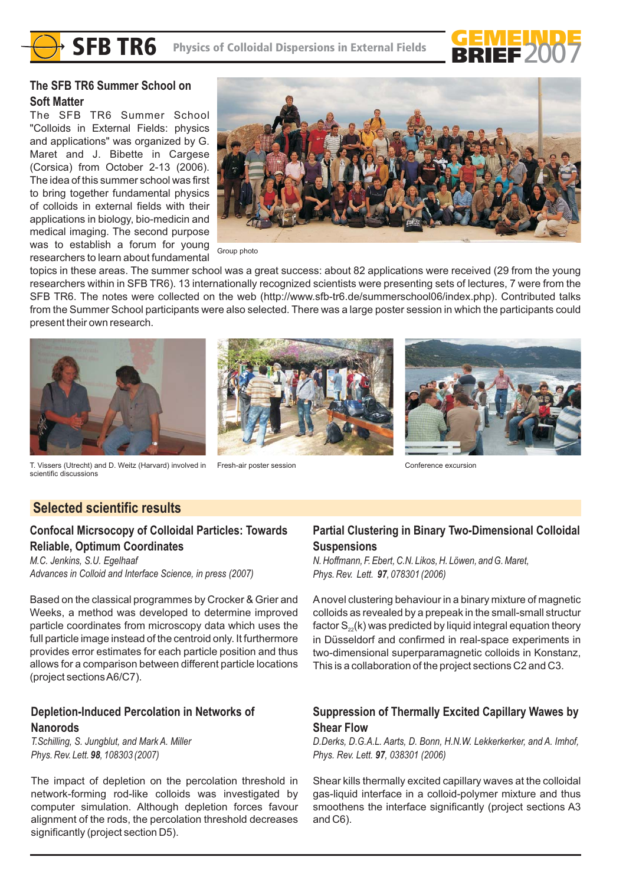## The SFB TR6 Summer School on Soft Matter

The SFB TR6 Summer School "Colloids in External Fields: physics and applications" was organized by G. Maret and J. Bibette in Cargese (Corsica) from October 2-13 (2006). The idea of this summer school was first to bring together fundamental physics of colloids in external fields with their applications in biology, bio-medicin and medical imaging. The second purpose was to establish a forum for young researchers to learn about fundamental topics in these areas. The summer school was a great success: about 82 applications were received (29 from the young researchers within in SFB TR6). 13 internationally recognized scientists were presenting sets of lectures, 7 were from the SFB TR6. The notes were collected on the web (http://www.sfb-tr6.de/summerschool06/index.php). Contributed talks from the Summer School participants were also selected. There was a large poster session in which the participants could present their own research.

Group photo

T. Vissers (Utrecht) and D. Weitz (Harvard) involved in scientific discussions

Fresh-air poster session

Conference excursion

## Selected scientific results

### Confocal Micrsocopy of Colloidal Particles: Towards Reliable, Optimum Coordinates

*M.C. Jenkins, S.U. Egelhaaf*
*Advances in Colloid and Interface Science, in press (2007)*

Based on the classical programmes by Crocker & Grier and Weeks, a method was developed to determine improved particle coordinates from microscopy data which uses the full particle image instead of the centroid only. It furthermore provides error estimates for each particle position and thus allows for a comparison between different particle locations (project sections A6/C7).

### Depletion-Induced Percolation in Networks of Nanorods

*T.Schilling, S. Jungblut, and Mark A. Miller*
*Phys. Rev. Lett.* ***98****, 108303 (2007)*

The impact of depletion on the percolation threshold in network-forming rod-like colloids was investigated by computer simulation. Although depletion forces favour alignment of the rods, the percolation threshold decreases significantly (project section D5).

### Partial Clustering in Binary Two-Dimensional Colloidal Suspensions

*N. Hoffmann, F. Ebert, C.N. Likos, H. Löwen, and G. Maret,*
*Phys. Rev. Lett.* ***97****, 078301 (2006)*

A novel clustering behaviour in a binary mixture of magnetic colloids as revealed by a prepeak in the small-small structur factor $S_{22}(k)$ was predicted by liquid integral equation theory in Düsseldorf and confirmed in real-space experiments in two-dimensional superparamagnetic colloids in Konstanz, This is a collaboration of the project sections C2 and C3.

### Suppression of Thermally Excited Capillary Wawes by Shear Flow

*D.Derks, D.G.A.L. Aarts, D. Bonn, H.N.W. Lekkerkerker, and A. Imhof,*
*Phys. Rev. Lett.* ***97****, 038301 (2006)*

Shear kills thermally excited capillary waves at the colloidal gas-liquid interface in a colloid-polymer mixture and thus smoothens the interface significantly (project sections A3 and C6).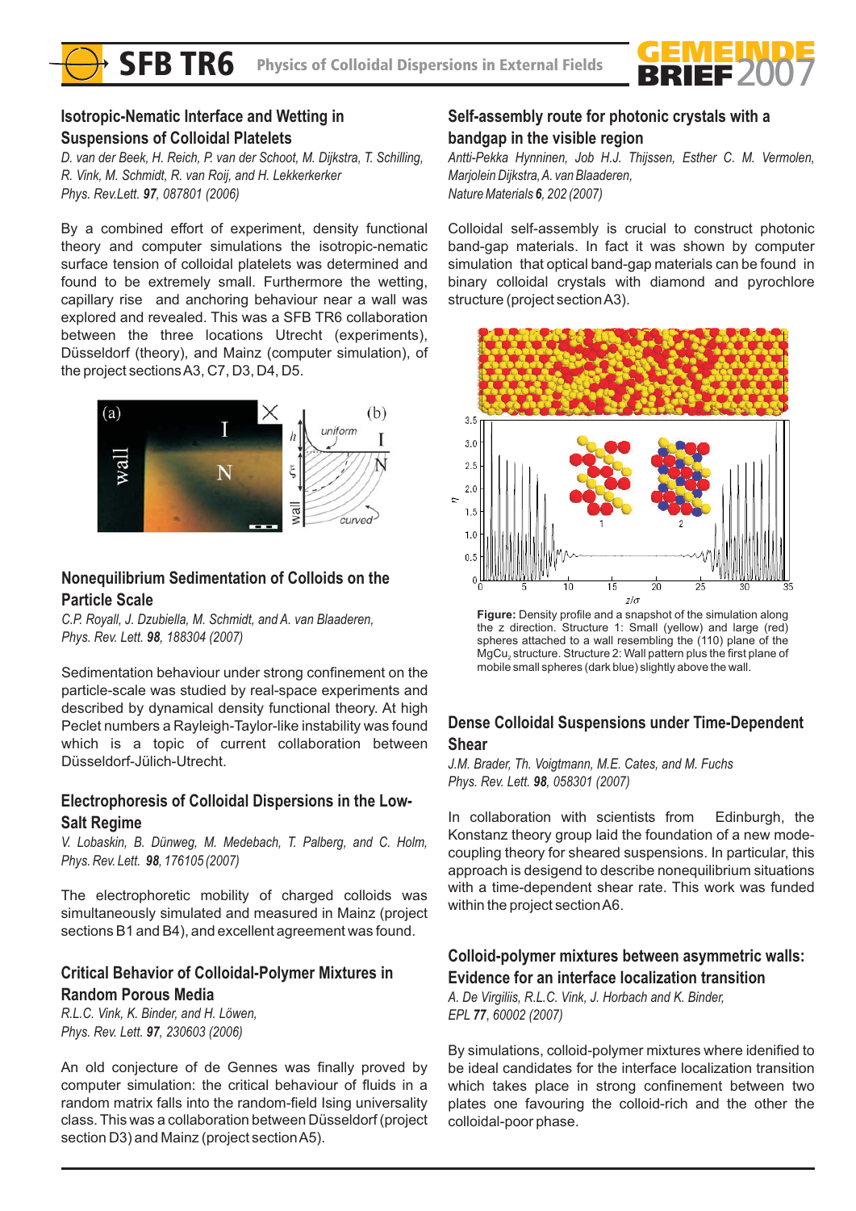## Isotropic-Nematic Interface and Wetting in Suspensions of Colloidal Platelets

*D. van der Beek, H. Reich, P. van der Schoot, M. Dijkstra, T. Schilling, R. Vink, M. Schmidt, R. van Roij, and H. Lekkerkerker*
*Phys. Rev.Lett.* ***97****, 087801 (2006)*

By a combined effort of experiment, density functional theory and computer simulations the isotropic-nematic surface tension of colloidal platelets was determined and found to be extremely small. Furthermore the wetting, capillary rise and anchoring behaviour near a wall was explored and revealed. This was a SFB TR6 collaboration between the three locations Utrecht (experiments), Düsseldorf (theory), and Mainz (computer simulation), of the project sections A3, C7, D3, D4, D5.

## Nonequilibrium Sedimentation of Colloids on the Particle Scale

*C.P. Royall, J. Dzubiella, M. Schmidt, and A. van Blaaderen,*
*Phys. Rev. Lett.* ***98****, 188304 (2007)*

Sedimentation behaviour under strong confinement on the particle-scale was studied by real-space experiments and described by dynamical density functional theory. At high Peclet numbers a Rayleigh-Taylor-like instability was found which is a topic of current collaboration between Düsseldorf-Jülich-Utrecht.

## Electrophoresis of Colloidal Dispersions in the Low-Salt Regime

*V. Lobaskin, B. Dünweg, M. Medebach, T. Palberg, and C. Holm,*
*Phys. Rev. Lett.* ***98****, 176105 (2007)*

The electrophoretic mobility of charged colloids was simultaneously simulated and measured in Mainz (project sections B1 and B4), and excellent agreement was found.

## Critical Behavior of Colloidal-Polymer Mixtures in Random Porous Media

*R.L.C. Vink, K. Binder, and H. Löwen,*
*Phys. Rev. Lett.* ***97****, 230603 (2006)*

An old conjecture of de Gennes was finally proved by computer simulation: the critical behaviour of fluids in a random matrix falls into the random-field Ising universality class. This was a collaboration between Düsseldorf (project section D3) and Mainz (project section A5).

## Self-assembly route for photonic crystals with a bandgap in the visible region

*Antti-Pekka Hynninen, Job H.J. Thijssen, Esther C. M. Vermolen, Marjolein Dijkstra, A. van Blaaderen,*
*Nature Materials* ***6****, 202 (2007)*

Colloidal self-assembly is crucial to construct photonic band-gap materials. In fact it was shown by computer simulation that optical band-gap materials can be found in binary colloidal crystals with diamond and pyrochlore structure (project section A3).

**Figure:** Density profile and a snapshot of the simulation along the z direction. Structure 1: Small (yellow) and large (red) spheres attached to a wall resembling the (110) plane of the $MgCu_2$ structure. Structure 2: Wall pattern plus the first plane of mobile small spheres (dark blue) slightly above the wall.

## Dense Colloidal Suspensions under Time-Dependent Shear

*J.M. Brader, Th. Voigtmann, M.E. Cates, and M. Fuchs*
*Phys. Rev. Lett.* ***98****, 058301 (2007)*

In collaboration with scientists from Edinburgh, the Konstanz theory group laid the foundation of a new mode-coupling theory for sheared suspensions. In particular, this approach is desigend to describe nonequilibrium situations with a time-dependent shear rate. This work was funded within the project section A6.

## Colloid-polymer mixtures between asymmetric walls: Evidence for an interface localization transition

*A. De Virgiliis, R.L.C. Vink, J. Horbach and K. Binder,*
*EPL* ***77****, 60002 (2007)*

By simulations, colloid-polymer mixtures where idenified to be ideal candidates for the interface localization transition which takes place in strong confinement between two plates one favouring the colloid-rich and the other the colloidal-poor phase.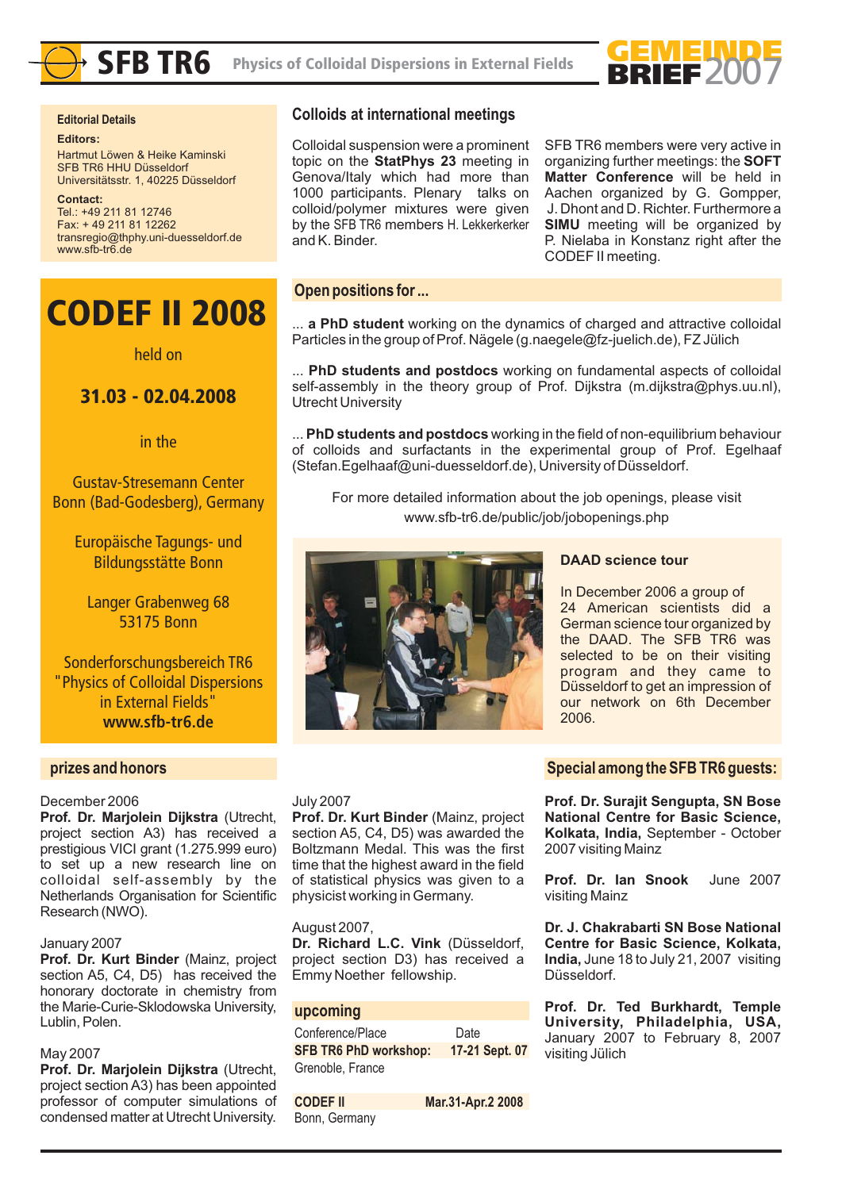# SFB TR6 Physics of Colloidal Dispersions in External Fields

**GEMEINDE BRIEF 2007**

**Editorial Details**

**Editors:**
Hartmut Löwen & Heike Kaminski
SFB TR6 HHU Düsseldorf
Universitätsstr. 1, 40225 Düsseldorf

**Contact:**
Tel.: +49 211 81 12746
Fax: + 49 211 81 12262
transregio@thphy.uni-duesseldorf.de
www.sfb-tr6.de

# CODEF II 2008

held on

**31.03 - 02.04.2008**

in the

Gustav-Stresemann Center
Bonn (Bad-Godesberg), Germany

Europäische Tagungs- und Bildungsstätte Bonn

Langer Grabenweg 68
53175 Bonn

Sonderforschungsbereich TR6
"Physics of Colloidal Dispersions in External Fields"
**www.sfb-tr6.de**

## Colloids at international meetings

Colloidal suspension were a prominent topic on the **StatPhys 23** meeting in Genova/Italy which had more than 1000 participants. Plenary talks on colloid/polymer mixtures were given by the SFB TR6 members H. Lekkerkerker and K. Binder.

SFB TR6 members were very active in organizing further meetings: the **SOFT Matter Conference** will be held in Aachen organized by G. Gompper, J. Dhont and D. Richter. Furthermore a **SIMU** meeting will be organized by P. Nielaba in Konstanz right after the CODEF II meeting.

## Open positions for ...

... **a PhD student** working on the dynamics of charged and attractive colloidal Particles in the group of Prof. Nägele (g.naegele@fz-juelich.de), FZ Jülich

... **PhD students and postdocs** working on fundamental aspects of colloidal self-assembly in the theory group of Prof. Dijkstra (m.dijkstra@phys.uu.nl), Utrecht University

... **PhD students and postdocs** working in the field of non-equilibrium behaviour of colloids and surfactants in the experimental group of Prof. Egelhaaf (Stefan.Egelhaaf@uni-duesseldorf.de), University of Düsseldorf.

For more detailed information about the job openings, please visit www.sfb-tr6.de/public/job/jobopenings.php

### DAAD science tour

In December 2006 a group of 24 American scientists did a German science tour organized by the DAAD. The SFB TR6 was selected to be on their visiting program and they came to Düsseldorf to get an impression of our network on 6th December 2006.

## prizes and honors

December 2006
**Prof. Dr. Marjolein Dijkstra** (Utrecht, project section A3) has received a prestigious VICI grant (1.275.999 euro) to set up a new research line on colloidal self-assembly by the Netherlands Organisation for Scientific Research (NWO).

January 2007
**Prof. Dr. Kurt Binder** (Mainz, project section A5, C4, D5) has received the honorary doctorate in chemistry from the Marie-Curie-Sklodowska University, Lublin, Polen.

May 2007
**Prof. Dr. Marjolein Dijkstra** (Utrecht, project section A3) has been appointed professor of computer simulations of condensed matter at Utrecht University.

July 2007
**Prof. Dr. Kurt Binder** (Mainz, project section A5, C4, D5) was awarded the Boltzmann Medal. This was the first time that the highest award in the field of statistical physics was given to a physicist working in Germany.

August 2007,
**Dr. Richard L.C. Vink** (Düsseldorf, project section D3) has received a Emmy Noether fellowship.

## upcoming

| Conference/Place | Date |
|---|---|
| **SFB TR6 PhD workshop:** Grenoble, France | **17-21 Sept. 07** |
| **CODEF II** Bonn, Germany | **Mar.31-Apr.2 2008** |

## Special among the SFB TR6 guests:

**Prof. Dr. Surajit Sengupta, SN Bose National Centre for Basic Science, Kolkata, India,** September - October 2007 visiting Mainz

**Prof. Dr. Ian Snook** June 2007 visiting Mainz

**Dr. J. Chakrabarti SN Bose National Centre for Basic Science, Kolkata, India,** June 18 to July 21, 2007 visiting Düsseldorf.

**Prof. Dr. Ted Burkhardt, Temple University, Philadelphia, USA,** January 2007 to February 8, 2007 visiting Jülich